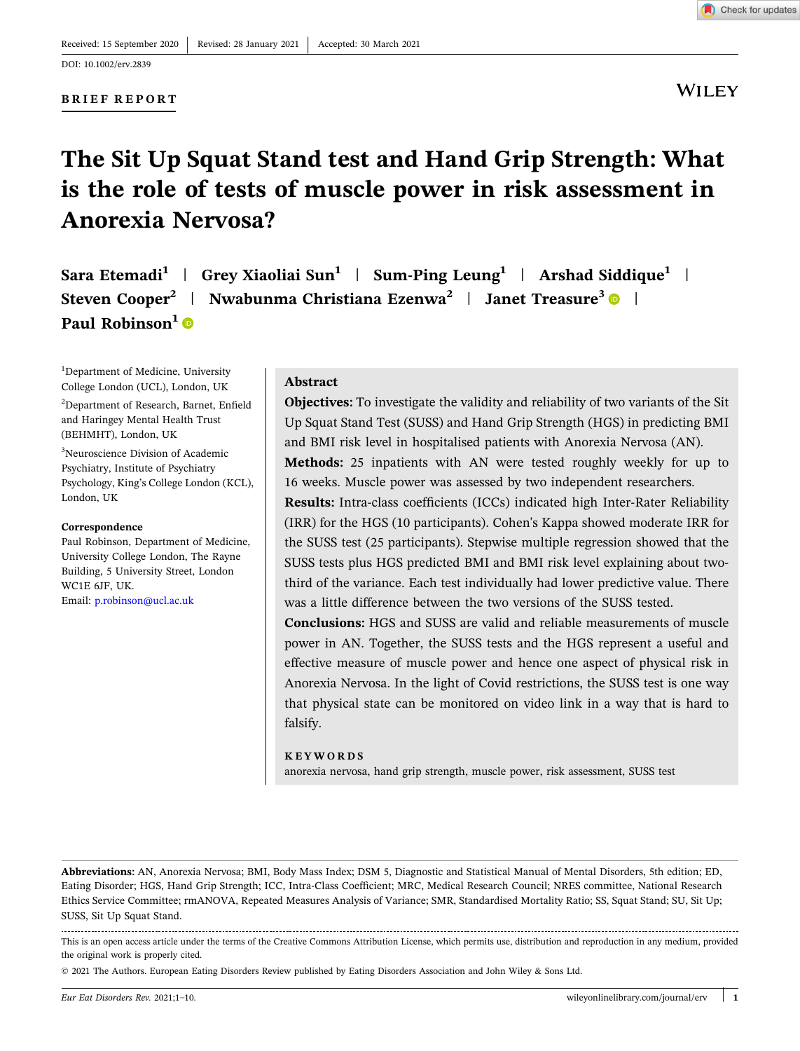Received: 15 September 2020 | Revised: 28 January 2021 | Accepted: 30 March 2021

DOI: 10.1002/erv.2839

**BRIEF REPORT**

# The Sit Up Squat Stand test and Hand Grip Strength: What is the role of tests of muscle power in risk assessment in Anorexia Nervosa?

**Sara Etemadi**[1] | **Grey Xiaoliai Sun**[1] | **Sum-Ping Leung**[1] | **Arshad Siddique**[1] | **Steven Cooper**[2] | **Nwabunma Christiana Ezenwa**[2] | **Janet Treasure**[3] | **Paul Robinson**[1]

[1]Department of Medicine, University College London (UCL), London, UK

[2]Department of Research, Barnet, Enfield and Haringey Mental Health Trust (BEHMHT), London, UK

[3]Neuroscience Division of Academic Psychiatry, Institute of Psychiatry Psychology, King's College London (KCL), London, UK

**Correspondence**

Paul Robinson, Department of Medicine, University College London, The Rayne Building, 5 University Street, London WC1E 6JF, UK.

Email: p.robinson@ucl.ac.uk

## Abstract

**Objectives:** To investigate the validity and reliability of two variants of the Sit Up Squat Stand Test (SUSS) and Hand Grip Strength (HGS) in predicting BMI and BMI risk level in hospitalised patients with Anorexia Nervosa (AN).

**Methods:** 25 inpatients with AN were tested roughly weekly for up to 16 weeks. Muscle power was assessed by two independent researchers.

**Results:** Intra-class coefficients (ICCs) indicated high Inter-Rater Reliability (IRR) for the HGS (10 participants). Cohen's Kappa showed moderate IRR for the SUSS test (25 participants). Stepwise multiple regression showed that the SUSS tests plus HGS predicted BMI and BMI risk level explaining about two-third of the variance. Each test individually had lower predictive value. There was a little difference between the two versions of the SUSS tested.

**Conclusions:** HGS and SUSS are valid and reliable measurements of muscle power in AN. Together, the SUSS tests and the HGS represent a useful and effective measure of muscle power and hence one aspect of physical risk in Anorexia Nervosa. In the light of Covid restrictions, the SUSS test is one way that physical state can be monitored on video link in a way that is hard to falsify.

**KEYWORDS**

anorexia nervosa, hand grip strength, muscle power, risk assessment, SUSS test

---

**Abbreviations:** AN, Anorexia Nervosa; BMI, Body Mass Index; DSM 5, Diagnostic and Statistical Manual of Mental Disorders, 5th edition; ED, Eating Disorder; HGS, Hand Grip Strength; ICC, Intra-Class Coefficient; MRC, Medical Research Council; NRES committee, National Research Ethics Service Committee; rmANOVA, Repeated Measures Analysis of Variance; SMR, Standardised Mortality Ratio; SS, Squat Stand; SU, Sit Up; SUSS, Sit Up Squat Stand.

This is an open access article under the terms of the Creative Commons Attribution License, which permits use, distribution and reproduction in any medium, provided the original work is properly cited.

© 2021 The Authors. European Eating Disorders Review published by Eating Disorders Association and John Wiley & Sons Ltd.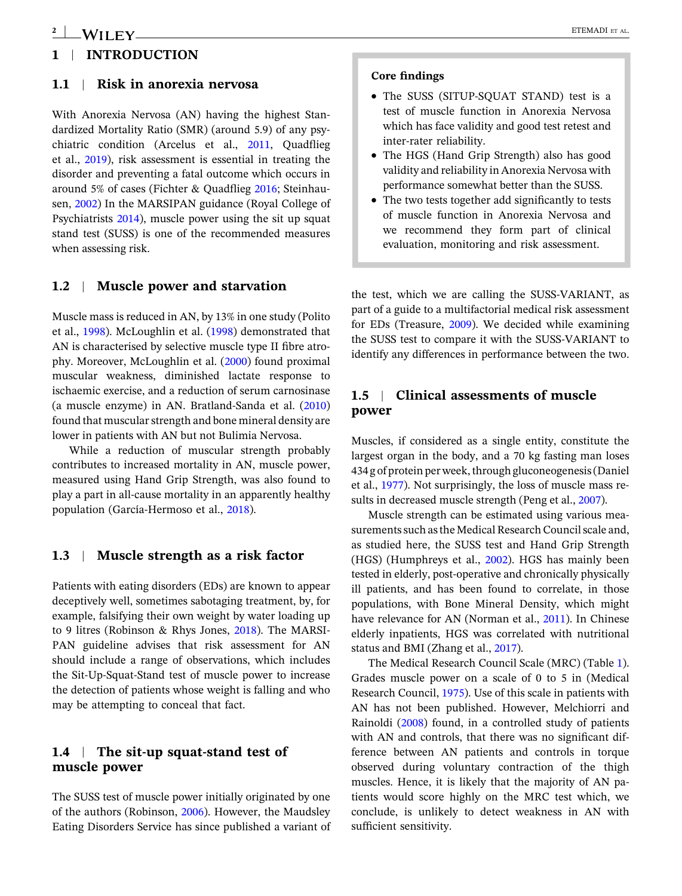## 1 | INTRODUCTION

### 1.1 | Risk in anorexia nervosa

With Anorexia Nervosa (AN) having the highest Standardized Mortality Ratio (SMR) (around 5.9) of any psychiatric condition (Arcelus et al., 2011, Quadflieg et al., 2019), risk assessment is essential in treating the disorder and preventing a fatal outcome which occurs in around 5% of cases (Fichter & Quadflieg 2016; Steinhausen, 2002) In the MARSIPAN guidance (Royal College of Psychiatrists 2014), muscle power using the sit up squat stand test (SUSS) is one of the recommended measures when assessing risk.

### 1.2 | Muscle power and starvation

Muscle mass is reduced in AN, by 13% in one study (Polito et al., 1998). McLoughlin et al. (1998) demonstrated that AN is characterised by selective muscle type II fibre atrophy. Moreover, McLoughlin et al. (2000) found proximal muscular weakness, diminished lactate response to ischaemic exercise, and a reduction of serum carnosinase (a muscle enzyme) in AN. Bratland-Sanda et al. (2010) found that muscular strength and bone mineral density are lower in patients with AN but not Bulimia Nervosa.

While a reduction of muscular strength probably contributes to increased mortality in AN, muscle power, measured using Hand Grip Strength, was also found to play a part in all-cause mortality in an apparently healthy population (García-Hermoso et al., 2018).

### 1.3 | Muscle strength as a risk factor

Patients with eating disorders (EDs) are known to appear deceptively well, sometimes sabotaging treatment, by, for example, falsifying their own weight by water loading up to 9 litres (Robinson & Rhys Jones, 2018). The MARSIPAN guideline advises that risk assessment for AN should include a range of observations, which includes the Sit-Up-Squat-Stand test of muscle power to increase the detection of patients whose weight is falling and who may be attempting to conceal that fact.

### 1.4 | The sit-up squat-stand test of muscle power

The SUSS test of muscle power initially originated by one of the authors (Robinson, 2006). However, the Maudsley Eating Disorders Service has since published a variant of the test, which we are calling the SUSS-VARIANT, as part of a guide to a multifactorial medical risk assessment for EDs (Treasure, 2009). We decided while examining the SUSS test to compare it with the SUSS-VARIANT to identify any differences in performance between the two.

> **Core findings**
>
> - The SUSS (SITUP-SQUAT STAND) test is a test of muscle function in Anorexia Nervosa which has face validity and good test retest and inter-rater reliability.
> - The HGS (Hand Grip Strength) also has good validity and reliability in Anorexia Nervosa with performance somewhat better than the SUSS.
> - The two tests together add significantly to tests of muscle function in Anorexia Nervosa and we recommend they form part of clinical evaluation, monitoring and risk assessment.

### 1.5 | Clinical assessments of muscle power

Muscles, if considered as a single entity, constitute the largest organ in the body, and a 70 kg fasting man loses 434 g of protein per week, through gluconeogenesis (Daniel et al., 1977). Not surprisingly, the loss of muscle mass results in decreased muscle strength (Peng et al., 2007).

Muscle strength can be estimated using various measurements such as the Medical Research Council scale and, as studied here, the SUSS test and Hand Grip Strength (HGS) (Humphreys et al., 2002). HGS has mainly been tested in elderly, post-operative and chronically physically ill patients, and has been found to correlate, in those populations, with Bone Mineral Density, which might have relevance for AN (Norman et al., 2011). In Chinese elderly inpatients, HGS was correlated with nutritional status and BMI (Zhang et al., 2017).

The Medical Research Council Scale (MRC) (Table 1). Grades muscle power on a scale of 0 to 5 in (Medical Research Council, 1975). Use of this scale in patients with AN has not been published. However, Melchiorri and Rainoldi (2008) found, in a controlled study of patients with AN and controls, that there was no significant difference between AN patients and controls in torque observed during voluntary contraction of the thigh muscles. Hence, it is likely that the majority of AN patients would score highly on the MRC test which, we conclude, is unlikely to detect weakness in AN with sufficient sensitivity.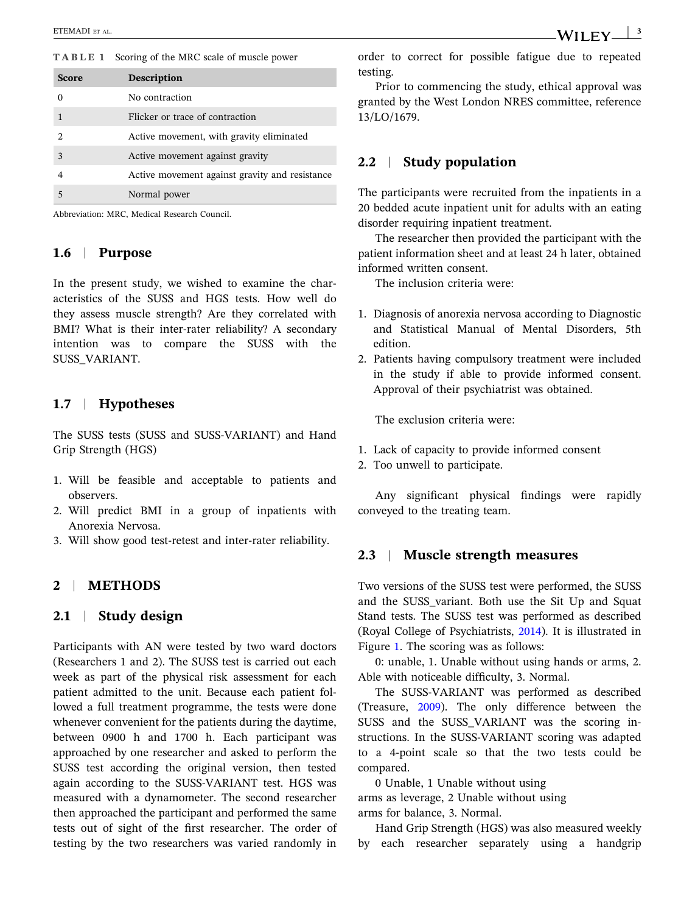**TABLE 1** Scoring of the MRC scale of muscle power

| Score | Description |
|---|---|
| 0 | No contraction |
| 1 | Flicker or trace of contraction |
| 2 | Active movement, with gravity eliminated |
| 3 | Active movement against gravity |
| 4 | Active movement against gravity and resistance |
| 5 | Normal power |

Abbreviation: MRC, Medical Research Council.

### 1.6 | Purpose

In the present study, we wished to examine the characteristics of the SUSS and HGS tests. How well do they assess muscle strength? Are they correlated with BMI? What is their inter-rater reliability? A secondary intention was to compare the SUSS with the SUSS_VARIANT.

### 1.7 | Hypotheses

The SUSS tests (SUSS and SUSS-VARIANT) and Hand Grip Strength (HGS)

1. Will be feasible and acceptable to patients and observers.
2. Will predict BMI in a group of inpatients with Anorexia Nervosa.
3. Will show good test-retest and inter-rater reliability.

## 2 | METHODS

### 2.1 | Study design

Participants with AN were tested by two ward doctors (Researchers 1 and 2). The SUSS test is carried out each week as part of the physical risk assessment for each patient admitted to the unit. Because each patient followed a full treatment programme, the tests were done whenever convenient for the patients during the daytime, between 0900 h and 1700 h. Each participant was approached by one researcher and asked to perform the SUSS test according the original version, then tested again according to the SUSS-VARIANT test. HGS was measured with a dynamometer. The second researcher then approached the participant and performed the same tests out of sight of the first researcher. The order of testing by the two researchers was varied randomly in order to correct for possible fatigue due to repeated testing.

Prior to commencing the study, ethical approval was granted by the West London NRES committee, reference 13/LO/1679.

### 2.2 | Study population

The participants were recruited from the inpatients in a 20 bedded acute inpatient unit for adults with an eating disorder requiring inpatient treatment.

The researcher then provided the participant with the patient information sheet and at least 24 h later, obtained informed written consent.

The inclusion criteria were:

1. Diagnosis of anorexia nervosa according to Diagnostic and Statistical Manual of Mental Disorders, 5th edition.
2. Patients having compulsory treatment were included in the study if able to provide informed consent. Approval of their psychiatrist was obtained.

The exclusion criteria were:

1. Lack of capacity to provide informed consent
2. Too unwell to participate.

Any significant physical findings were rapidly conveyed to the treating team.

### 2.3 | Muscle strength measures

Two versions of the SUSS test were performed, the SUSS and the SUSS_variant. Both use the Sit Up and Squat Stand tests. The SUSS test was performed as described (Royal College of Psychiatrists, 2014). It is illustrated in Figure 1. The scoring was as follows:

0: unable, 1. Unable without using hands or arms, 2. Able with noticeable difficulty, 3. Normal.

The SUSS-VARIANT was performed as described (Treasure, 2009). The only difference between the SUSS and the SUSS_VARIANT was the scoring instructions. In the SUSS-VARIANT scoring was adapted to a 4-point scale so that the two tests could be compared.

0 Unable, 1 Unable without using arms as leverage, 2 Unable without using arms for balance, 3. Normal.

Hand Grip Strength (HGS) was also measured weekly by each researcher separately using a handgrip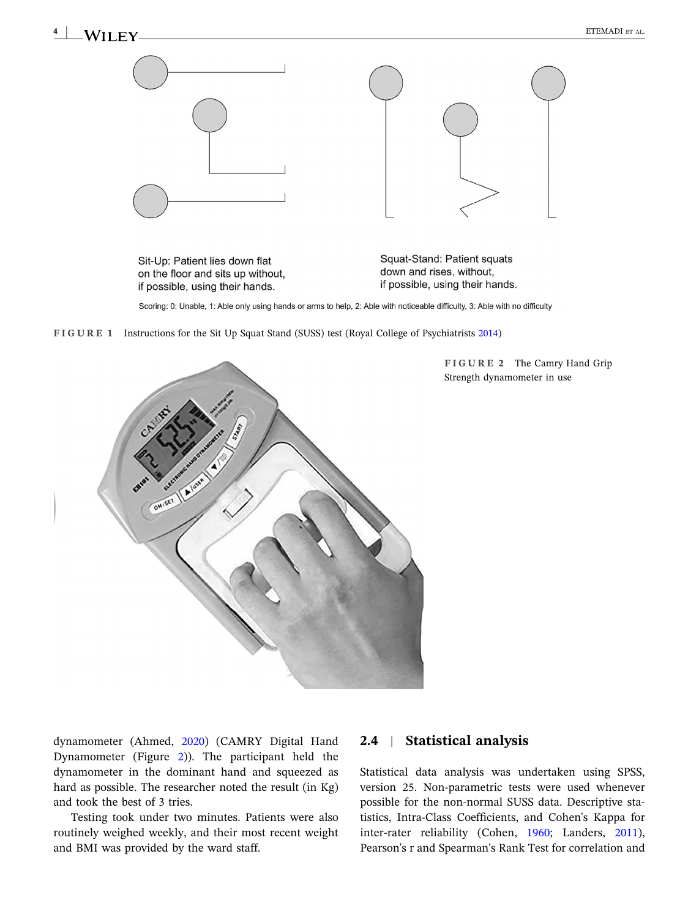Sit-Up: Patient lies down flat on the floor and sits up without, if possible, using their hands.

Squat-Stand: Patient squats down and rises, without, if possible, using their hands.

Scoring: 0: Unable, 1: Able only using hands or arms to help, 2: Able with noticeable difficulty, 3: Able with no difficulty

**FIGURE 1** Instructions for the Sit Up Squat Stand (SUSS) test (Royal College of Psychiatrists 2014)

**FIGURE 2** The Camry Hand Grip Strength dynamometer in use

dynamometer (Ahmed, 2020) (CAMRY Digital Hand Dynamometer (Figure 2)). The participant held the dynamometer in the dominant hand and squeezed as hard as possible. The researcher noted the result (in Kg) and took the best of 3 tries.

Testing took under two minutes. Patients were also routinely weighed weekly, and their most recent weight and BMI was provided by the ward staff.

### 2.4 | Statistical analysis

Statistical data analysis was undertaken using SPSS, version 25. Non-parametric tests were used whenever possible for the non-normal SUSS data. Descriptive statistics, Intra-Class Coefficients, and Cohen's Kappa for inter-rater reliability (Cohen, 1960; Landers, 2011), Pearson's r and Spearman's Rank Test for correlation and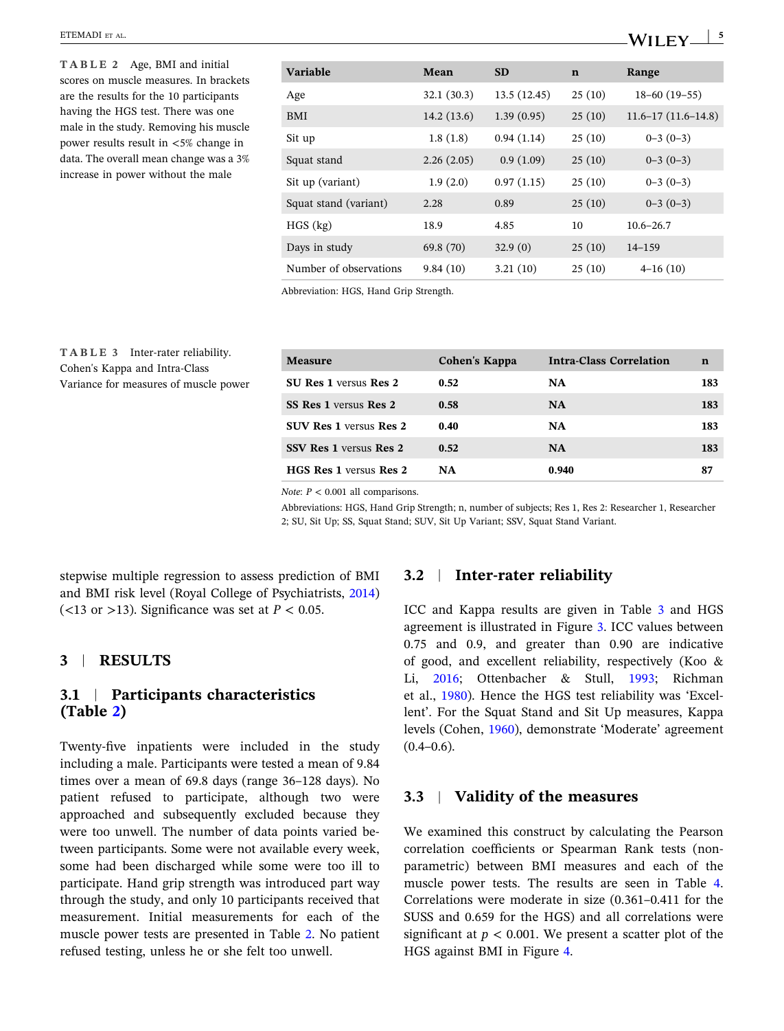**TABLE 2** Age, BMI and initial scores on muscle measures. In brackets are the results for the 10 participants having the HGS test. There was one male in the study. Removing his muscle power results result in <5% change in data. The overall mean change was a 3% increase in power without the male

| Variable | Mean | SD | n | Range |
|---|---|---|---|---|
| Age | 32.1 (30.3) | 13.5 (12.45) | 25 (10) | 18–60 (19–55) |
| BMI | 14.2 (13.6) | 1.39 (0.95) | 25 (10) | 11.6–17 (11.6–14.8) |
| Sit up | 1.8 (1.8) | 0.94 (1.14) | 25 (10) | 0–3 (0–3) |
| Squat stand | 2.26 (2.05) | 0.9 (1.09) | 25 (10) | 0–3 (0–3) |
| Sit up (variant) | 1.9 (2.0) | 0.97 (1.15) | 25 (10) | 0–3 (0–3) |
| Squat stand (variant) | 2.28 | 0.89 | 25 (10) | 0–3 (0–3) |
| HGS (kg) | 18.9 | 4.85 | 10 | 10.6–26.7 |
| Days in study | 69.8 (70) | 32.9 (0) | 25 (10) | 14–159 |
| Number of observations | 9.84 (10) | 3.21 (10) | 25 (10) | 4–16 (10) |

Abbreviation: HGS, Hand Grip Strength.

**TABLE 3** Inter-rater reliability. Cohen's Kappa and Intra-Class Variance for measures of muscle power

| Measure | Cohen's Kappa | Intra-Class Correlation | n |
|---|---|---|---|
| **SU Res 1** versus **Res 2** | **0.52** | **NA** | **183** |
| **SS Res 1** versus **Res 2** | **0.58** | **NA** | **183** |
| **SUV Res 1** versus **Res 2** | **0.40** | **NA** | **183** |
| **SSV Res 1** versus **Res 2** | **0.52** | **NA** | **183** |
| **HGS Res 1** versus **Res 2** | **NA** | **0.940** | **87** |

*Note*: $P < 0.001$ all comparisons.

Abbreviations: HGS, Hand Grip Strength; n, number of subjects; Res 1, Res 2: Researcher 1, Researcher 2; SU, Sit Up; SS, Squat Stand; SUV, Sit Up Variant; SSV, Squat Stand Variant.

stepwise multiple regression to assess prediction of BMI and BMI risk level (Royal College of Psychiatrists, 2014) (<13 or >13). Significance was set at $P < 0.05$.

## 3 | RESULTS

### 3.1 | Participants characteristics (Table 2)

Twenty-five inpatients were included in the study including a male. Participants were tested a mean of 9.84 times over a mean of 69.8 days (range 36–128 days). No patient refused to participate, although two were approached and subsequently excluded because they were too unwell. The number of data points varied between participants. Some were not available every week, some had been discharged while some were too ill to participate. Hand grip strength was introduced part way through the study, and only 10 participants received that measurement. Initial measurements for each of the muscle power tests are presented in Table 2. No patient refused testing, unless he or she felt too unwell.

### 3.2 | Inter-rater reliability

ICC and Kappa results are given in Table 3 and HGS agreement is illustrated in Figure 3. ICC values between 0.75 and 0.9, and greater than 0.90 are indicative of good, and excellent reliability, respectively (Koo & Li, 2016; Ottenbacher & Stull, 1993; Richman et al., 1980). Hence the HGS test reliability was 'Excellent'. For the Squat Stand and Sit Up measures, Kappa levels (Cohen, 1960), demonstrate 'Moderate' agreement (0.4–0.6).

### 3.3 | Validity of the measures

We examined this construct by calculating the Pearson correlation coefficients or Spearman Rank tests (non-parametric) between BMI measures and each of the muscle power tests. The results are seen in Table 4. Correlations were moderate in size (0.361–0.411 for the SUSS and 0.659 for the HGS) and all correlations were significant at $p < 0.001$. We present a scatter plot of the HGS against BMI in Figure 4.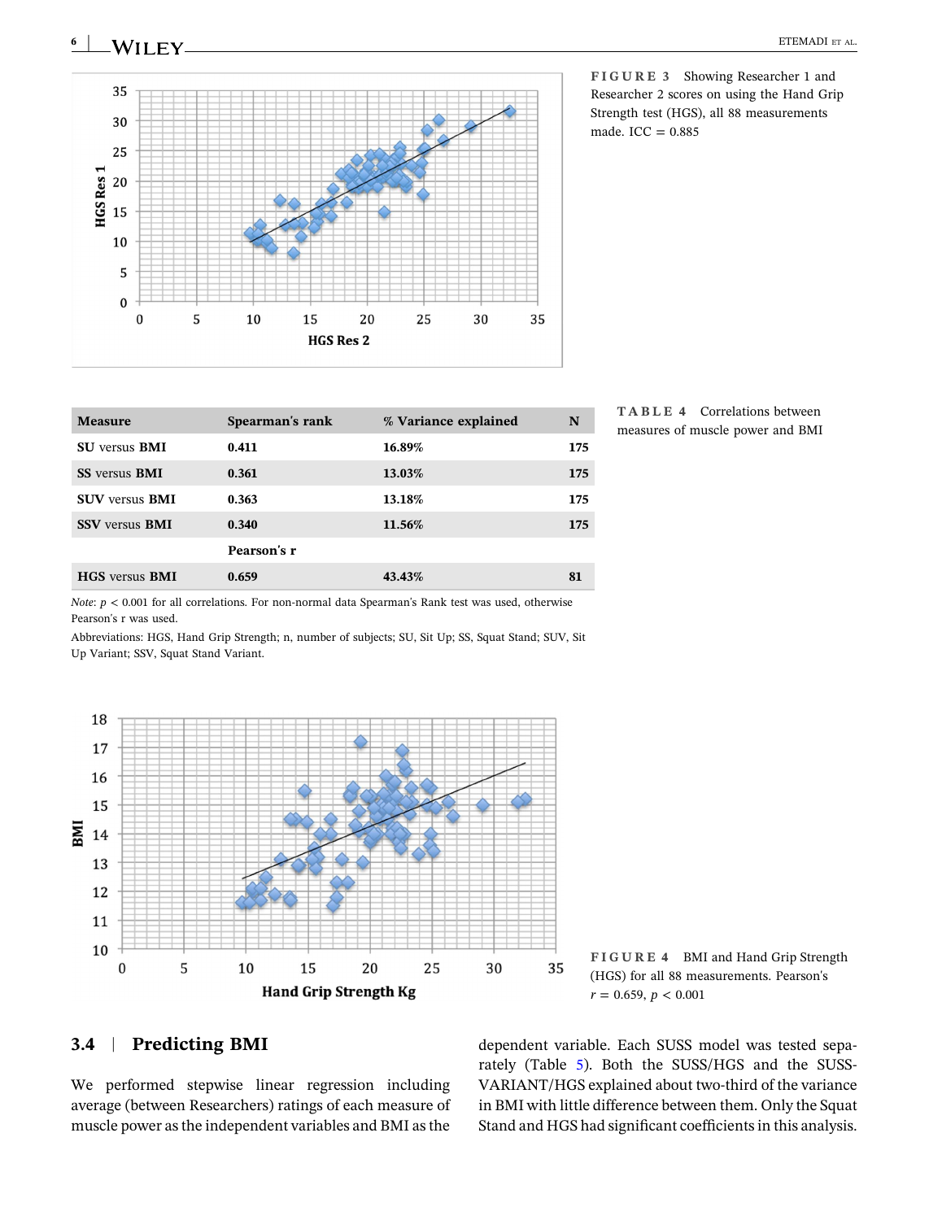FIGURE 3 Showing Researcher 1 and Researcher 2 scores on using the Hand Grip Strength test (HGS), all 88 measurements made. ICC = 0.885

TABLE 4 Correlations between measures of muscle power and BMI

| Measure | Spearman's rank | % Variance explained | N |
|---|---|---|---|
| **SU** versus **BMI** | **0.411** | **16.89%** | **175** |
| **SS** versus **BMI** | **0.361** | **13.03%** | **175** |
| **SUV** versus **BMI** | **0.363** | **13.18%** | **175** |
| **SSV** versus **BMI** | **0.340** | **11.56%** | **175** |
| | **Pearson's r** | | |
| **HGS** versus **BMI** | **0.659** | **43.43%** | **81** |

*Note*: $p < 0.001$ for all correlations. For non-normal data Spearman's Rank test was used, otherwise Pearson's r was used.

Abbreviations: HGS, Hand Grip Strength; n, number of subjects; SU, Sit Up; SS, Squat Stand; SUV, Sit Up Variant; SSV, Squat Stand Variant.

FIGURE 4 BMI and Hand Grip Strength (HGS) for all 88 measurements. Pearson's $r = 0.659$, $p < 0.001$

## 3.4 | Predicting BMI

We performed stepwise linear regression including average (between Researchers) ratings of each measure of muscle power as the independent variables and BMI as the dependent variable. Each SUSS model was tested separately (Table 5). Both the SUSS/HGS and the SUSS-VARIANT/HGS explained about two-third of the variance in BMI with little difference between them. Only the Squat Stand and HGS had significant coefficients in this analysis.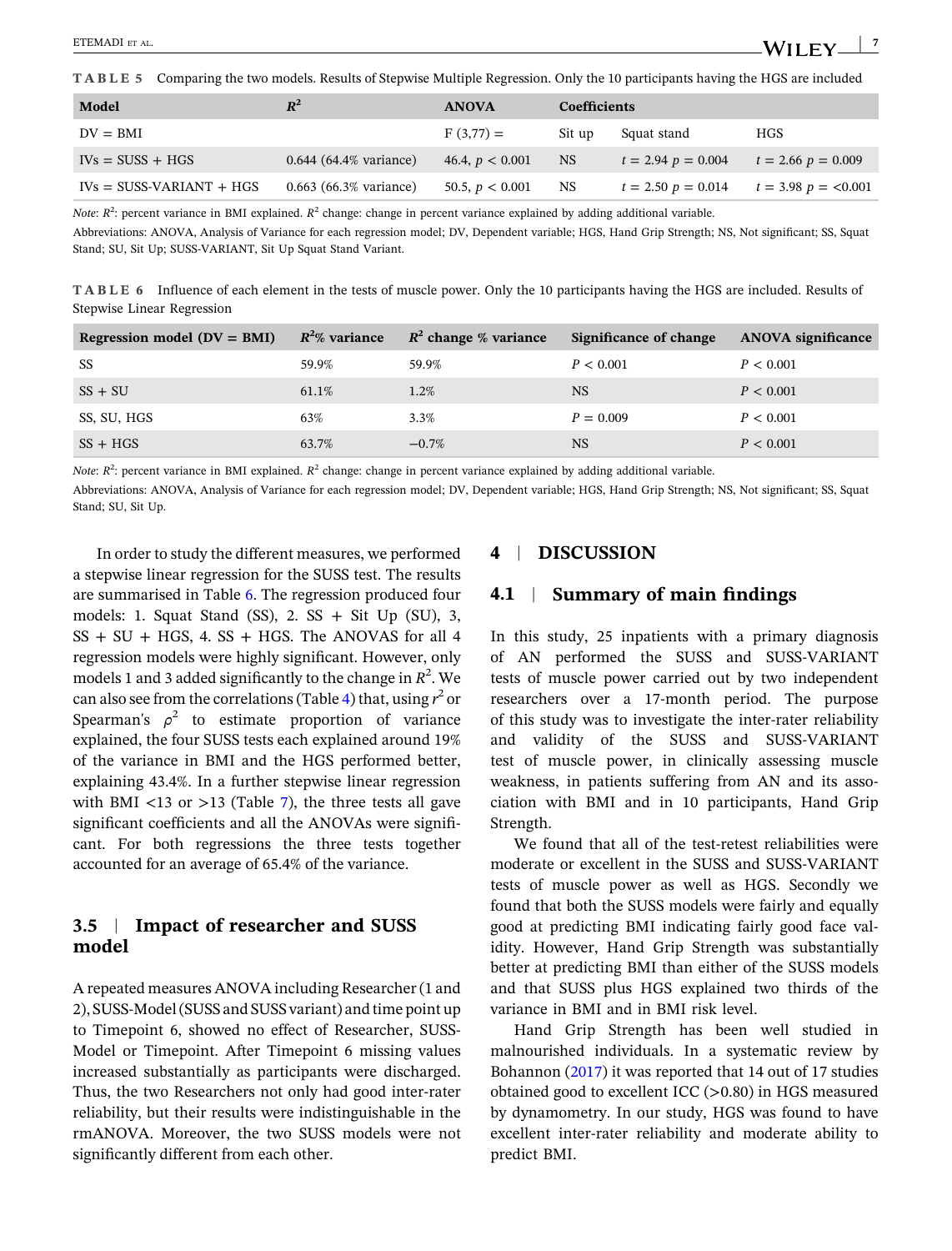**TABLE 5** Comparing the two models. Results of Stepwise Multiple Regression. Only the 10 participants having the HGS are included

| Model | $R^2$ | ANOVA | Coefficients | | |
|---|---|---|---|---|---|
| DV = BMI | | F (3,77) = | Sit up | Squat stand | HGS |
| IVs = SUSS + HGS | 0.644 (64.4% variance) | 46.4, $p < 0.001$ | NS | $t = 2.94$ $p = 0.004$ | $t = 2.66$ $p = 0.009$ |
| IVs = SUSS-VARIANT + HGS | 0.663 (66.3% variance) | 50.5, $p < 0.001$ | NS | $t = 2.50$ $p = 0.014$ | $t = 3.98$ $p = <0.001$ |

*Note*: $R^2$: percent variance in BMI explained. $R^2$ change: change in percent variance explained by adding additional variable.

Abbreviations: ANOVA, Analysis of Variance for each regression model; DV, Dependent variable; HGS, Hand Grip Strength; NS, Not significant; SS, Squat Stand; SU, Sit Up; SUSS-VARIANT, Sit Up Squat Stand Variant.

**TABLE 6** Influence of each element in the tests of muscle power. Only the 10 participants having the HGS are included. Results of Stepwise Linear Regression

| Regression model (DV = BMI) | $R^2$% variance | $R^2$ change % variance | Significance of change | ANOVA significance |
|---|---|---|---|---|
| SS | 59.9% | 59.9% | $P < 0.001$ | $P < 0.001$ |
| SS + SU | 61.1% | 1.2% | NS | $P < 0.001$ |
| SS, SU, HGS | 63% | 3.3% | $P = 0.009$ | $P < 0.001$ |
| SS + HGS | 63.7% | −0.7% | NS | $P < 0.001$ |

*Note*: $R^2$: percent variance in BMI explained. $R^2$ change: change in percent variance explained by adding additional variable.

Abbreviations: ANOVA, Analysis of Variance for each regression model; DV, Dependent variable; HGS, Hand Grip Strength; NS, Not significant; SS, Squat Stand; SU, Sit Up.

In order to study the different measures, we performed a stepwise linear regression for the SUSS test. The results are summarised in Table 6. The regression produced four models: 1. Squat Stand (SS), 2. SS + Sit Up (SU), 3, SS + SU + HGS, 4. SS + HGS. The ANOVAS for all 4 regression models were highly significant. However, only models 1 and 3 added significantly to the change in $R^2$. We can also see from the correlations (Table 4) that, using $r^2$ or Spearman's $\rho^2$ to estimate proportion of variance explained, the four SUSS tests each explained around 19% of the variance in BMI and the HGS performed better, explaining 43.4%. In a further stepwise linear regression with BMI <13 or >13 (Table 7), the three tests all gave significant coefficients and all the ANOVAs were significant. For both regressions the three tests together accounted for an average of 65.4% of the variance.

### 3.5 | Impact of researcher and SUSS model

A repeated measures ANOVA including Researcher (1 and 2), SUSS-Model (SUSS and SUSS variant) and time point up to Timepoint 6, showed no effect of Researcher, SUSS-Model or Timepoint. After Timepoint 6 missing values increased substantially as participants were discharged. Thus, the two Researchers not only had good inter-rater reliability, but their results were indistinguishable in the rmANOVA. Moreover, the two SUSS models were not significantly different from each other.

## 4 | DISCUSSION

### 4.1 | Summary of main findings

In this study, 25 inpatients with a primary diagnosis of AN performed the SUSS and SUSS-VARIANT tests of muscle power carried out by two independent researchers over a 17-month period. The purpose of this study was to investigate the inter-rater reliability and validity of the SUSS and SUSS-VARIANT test of muscle power, in clinically assessing muscle weakness, in patients suffering from AN and its association with BMI and in 10 participants, Hand Grip Strength.

We found that all of the test-retest reliabilities were moderate or excellent in the SUSS and SUSS-VARIANT tests of muscle power as well as HGS. Secondly we found that both the SUSS models were fairly and equally good at predicting BMI indicating fairly good face validity. However, Hand Grip Strength was substantially better at predicting BMI than either of the SUSS models and that SUSS plus HGS explained two thirds of the variance in BMI and in BMI risk level.

Hand Grip Strength has been well studied in malnourished individuals. In a systematic review by Bohannon (2017) it was reported that 14 out of 17 studies obtained good to excellent ICC (>0.80) in HGS measured by dynamometry. In our study, HGS was found to have excellent inter-rater reliability and moderate ability to predict BMI.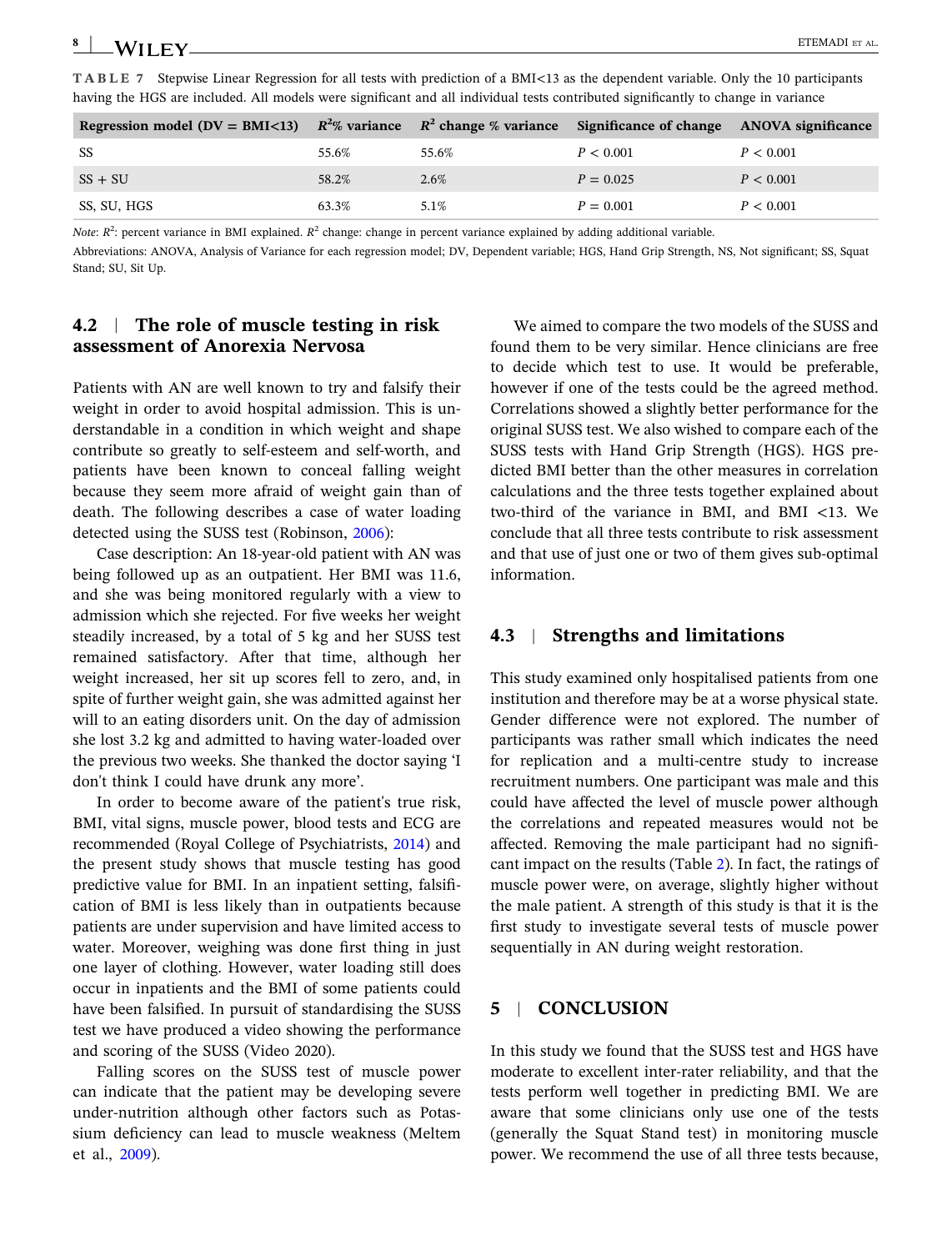**TABLE 7** Stepwise Linear Regression for all tests with prediction of a BMI<13 as the dependent variable. Only the 10 participants having the HGS are included. All models were significant and all individual tests contributed significantly to change in variance

| Regression model (DV = BMI<13) | $R^2$% variance | $R^2$ change % variance | Significance of change | ANOVA significance |
|---|---|---|---|---|
| SS | 55.6% | 55.6% | $P < 0.001$ | $P < 0.001$ |
| SS + SU | 58.2% | 2.6% | $P = 0.025$ | $P < 0.001$ |
| SS, SU, HGS | 63.3% | 5.1% | $P = 0.001$ | $P < 0.001$ |

*Note*: $R^2$: percent variance in BMI explained. $R^2$ change: change in percent variance explained by adding additional variable.

Abbreviations: ANOVA, Analysis of Variance for each regression model; DV, Dependent variable; HGS, Hand Grip Strength, NS, Not significant; SS, Squat Stand; SU, Sit Up.

### 4.2 | The role of muscle testing in risk assessment of Anorexia Nervosa

Patients with AN are well known to try and falsify their weight in order to avoid hospital admission. This is understandable in a condition in which weight and shape contribute so greatly to self-esteem and self-worth, and patients have been known to conceal falling weight because they seem more afraid of weight gain than of death. The following describes a case of water loading detected using the SUSS test (Robinson, 2006):

Case description: An 18-year-old patient with AN was being followed up as an outpatient. Her BMI was 11.6, and she was being monitored regularly with a view to admission which she rejected. For five weeks her weight steadily increased, by a total of 5 kg and her SUSS test remained satisfactory. After that time, although her weight increased, her sit up scores fell to zero, and, in spite of further weight gain, she was admitted against her will to an eating disorders unit. On the day of admission she lost 3.2 kg and admitted to having water-loaded over the previous two weeks. She thanked the doctor saying 'I don't think I could have drunk any more'.

In order to become aware of the patient's true risk, BMI, vital signs, muscle power, blood tests and ECG are recommended (Royal College of Psychiatrists, 2014) and the present study shows that muscle testing has good predictive value for BMI. In an inpatient setting, falsification of BMI is less likely than in outpatients because patients are under supervision and have limited access to water. Moreover, weighing was done first thing in just one layer of clothing. However, water loading still does occur in inpatients and the BMI of some patients could have been falsified. In pursuit of standardising the SUSS test we have produced a video showing the performance and scoring of the SUSS (Video 2020).

Falling scores on the SUSS test of muscle power can indicate that the patient may be developing severe under-nutrition although other factors such as Potassium deficiency can lead to muscle weakness (Meltem et al., 2009).

We aimed to compare the two models of the SUSS and found them to be very similar. Hence clinicians are free to decide which test to use. It would be preferable, however if one of the tests could be the agreed method. Correlations showed a slightly better performance for the original SUSS test. We also wished to compare each of the SUSS tests with Hand Grip Strength (HGS). HGS predicted BMI better than the other measures in correlation calculations and the three tests together explained about two-third of the variance in BMI, and BMI <13. We conclude that all three tests contribute to risk assessment and that use of just one or two of them gives sub-optimal information.

### 4.3 | Strengths and limitations

This study examined only hospitalised patients from one institution and therefore may be at a worse physical state. Gender difference were not explored. The number of participants was rather small which indicates the need for replication and a multi-centre study to increase recruitment numbers. One participant was male and this could have affected the level of muscle power although the correlations and repeated measures would not be affected. Removing the male participant had no significant impact on the results (Table 2). In fact, the ratings of muscle power were, on average, slightly higher without the male patient. A strength of this study is that it is the first study to investigate several tests of muscle power sequentially in AN during weight restoration.

## 5 | CONCLUSION

In this study we found that the SUSS test and HGS have moderate to excellent inter-rater reliability, and that the tests perform well together in predicting BMI. We are aware that some clinicians only use one of the tests (generally the Squat Stand test) in monitoring muscle power. We recommend the use of all three tests because,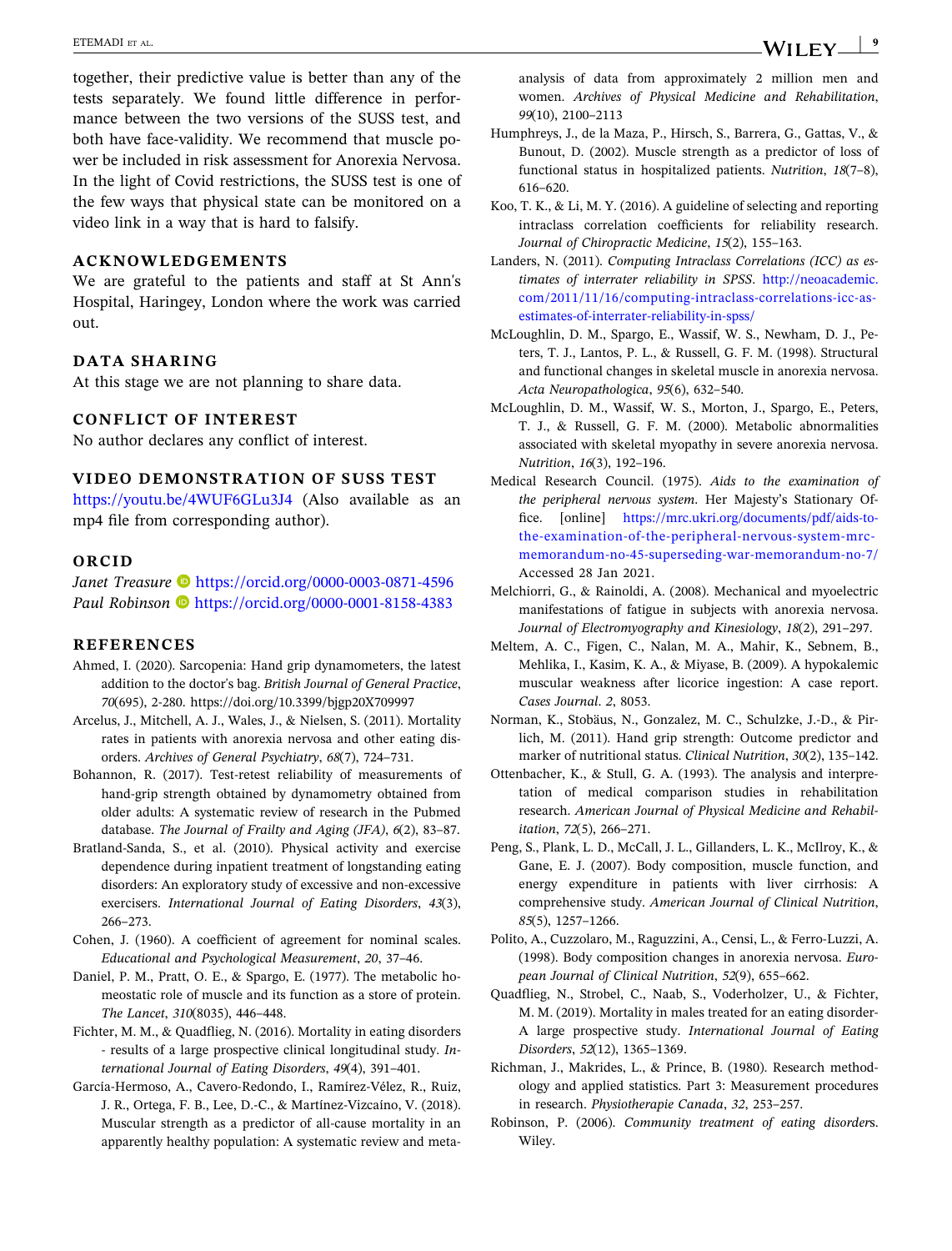together, their predictive value is better than any of the tests separately. We found little difference in performance between the two versions of the SUSS test, and both have face-validity. We recommend that muscle power be included in risk assessment for Anorexia Nervosa. In the light of Covid restrictions, the SUSS test is one of the few ways that physical state can be monitored on a video link in a way that is hard to falsify.

## ACKNOWLEDGEMENTS

We are grateful to the patients and staff at St Ann's Hospital, Haringey, London where the work was carried out.

## DATA SHARING

At this stage we are not planning to share data.

## CONFLICT OF INTEREST

No author declares any conflict of interest.

## VIDEO DEMONSTRATION OF SUSS TEST

https://youtu.be/4WUF6GLu3J4 (Also available as an mp4 file from corresponding author).

## ORCID

*Janet Treasure* https://orcid.org/0000-0003-0871-4596
*Paul Robinson* https://orcid.org/0000-0001-8158-4383

## REFERENCES

Ahmed, I. (2020). Sarcopenia: Hand grip dynamometers, the latest addition to the doctor's bag. *British Journal of General Practice*, *70*(695), 2-280. https://doi.org/10.3399/bjgp20X709997

Arcelus, J., Mitchell, A. J., Wales, J., & Nielsen, S. (2011). Mortality rates in patients with anorexia nervosa and other eating disorders. *Archives of General Psychiatry*, *68*(7), 724–731.

Bohannon, R. (2017). Test-retest reliability of measurements of hand-grip strength obtained by dynamometry obtained from older adults: A systematic review of research in the Pubmed database. *The Journal of Frailty and Aging (JFA)*, *6*(2), 83–87.

Bratland-Sanda, S., et al. (2010). Physical activity and exercise dependence during inpatient treatment of longstanding eating disorders: An exploratory study of excessive and non-excessive exercisers. *International Journal of Eating Disorders*, *43*(3), 266–273.

Cohen, J. (1960). A coefficient of agreement for nominal scales. *Educational and Psychological Measurement*, *20*, 37–46.

Daniel, P. M., Pratt, O. E., & Spargo, E. (1977). The metabolic homeostatic role of muscle and its function as a store of protein. *The Lancet*, *310*(8035), 446–448.

Fichter, M. M., & Quadflieg, N. (2016). Mortality in eating disorders - results of a large prospective clinical longitudinal study. *International Journal of Eating Disorders*, *49*(4), 391–401.

García-Hermoso, A., Cavero-Redondo, I., Ramírez-Vélez, R., Ruiz, J. R., Ortega, F. B., Lee, D.-C., & Martínez-Vizcaíno, V. (2018). Muscular strength as a predictor of all-cause mortality in an apparently healthy population: A systematic review and meta-analysis of data from approximately 2 million men and women. *Archives of Physical Medicine and Rehabilitation*, *99*(10), 2100–2113

Humphreys, J., de la Maza, P., Hirsch, S., Barrera, G., Gattas, V., & Bunout, D. (2002). Muscle strength as a predictor of loss of functional status in hospitalized patients. *Nutrition*, *18*(7–8), 616–620.

Koo, T. K., & Li, M. Y. (2016). A guideline of selecting and reporting intraclass correlation coefficients for reliability research. *Journal of Chiropractic Medicine*, *15*(2), 155–163.

Landers, N. (2011). *Computing Intraclass Correlations (ICC) as estimates of interrater reliability in SPSS*. http://neoacademic.com/2011/11/16/computing-intraclass-correlations-icc-as-estimates-of-interrater-reliability-in-spss/

McLoughlin, D. M., Spargo, E., Wassif, W. S., Newham, D. J., Peters, T. J., Lantos, P. L., & Russell, G. F. M. (1998). Structural and functional changes in skeletal muscle in anorexia nervosa. *Acta Neuropathologica*, *95*(6), 632–540.

McLoughlin, D. M., Wassif, W. S., Morton, J., Spargo, E., Peters, T. J., & Russell, G. F. M. (2000). Metabolic abnormalities associated with skeletal myopathy in severe anorexia nervosa. *Nutrition*, *16*(3), 192–196.

Medical Research Council. (1975). *Aids to the examination of the peripheral nervous system*. Her Majesty's Stationary Office. [online] https://mrc.ukri.org/documents/pdf/aids-to-the-examination-of-the-peripheral-nervous-system-mrc-memorandum-no-45-superseding-war-memorandum-no-7/ Accessed 28 Jan 2021.

Melchiorri, G., & Rainoldi, A. (2008). Mechanical and myoelectric manifestations of fatigue in subjects with anorexia nervosa. *Journal of Electromyography and Kinesiology*, *18*(2), 291–297.

Meltem, A. C., Figen, C., Nalan, M. A., Mahir, K., Sebnem, B., Mehlika, I., Kasim, K. A., & Miyase, B. (2009). A hypokalemic muscular weakness after licorice ingestion: A case report. *Cases Journal*. *2*, 8053.

Norman, K., Stobäus, N., Gonzalez, M. C., Schulzke, J.-D., & Pirlich, M. (2011). Hand grip strength: Outcome predictor and marker of nutritional status. *Clinical Nutrition*, *30*(2), 135–142.

Ottenbacher, K., & Stull, G. A. (1993). The analysis and interpretation of medical comparison studies in rehabilitation research. *American Journal of Physical Medicine and Rehabilitation*, *72*(5), 266–271.

Peng, S., Plank, L. D., McCall, J. L., Gillanders, L. K., McIlroy, K., & Gane, E. J. (2007). Body composition, muscle function, and energy expenditure in patients with liver cirrhosis: A comprehensive study. *American Journal of Clinical Nutrition*, *85*(5), 1257–1266.

Polito, A., Cuzzolaro, M., Raguzzini, A., Censi, L., & Ferro-Luzzi, A. (1998). Body composition changes in anorexia nervosa. *European Journal of Clinical Nutrition*, *52*(9), 655–662.

Quadflieg, N., Strobel, C., Naab, S., Voderholzer, U., & Fichter, M. M. (2019). Mortality in males treated for an eating disorder-A large prospective study. *International Journal of Eating Disorders*, *52*(12), 1365–1369.

Richman, J., Makrides, L., & Prince, B. (1980). Research methodology and applied statistics. Part 3: Measurement procedures in research. *Physiotherapie Canada*, *32*, 253–257.

Robinson, P. (2006). *Community treatment of eating disorders*. Wiley.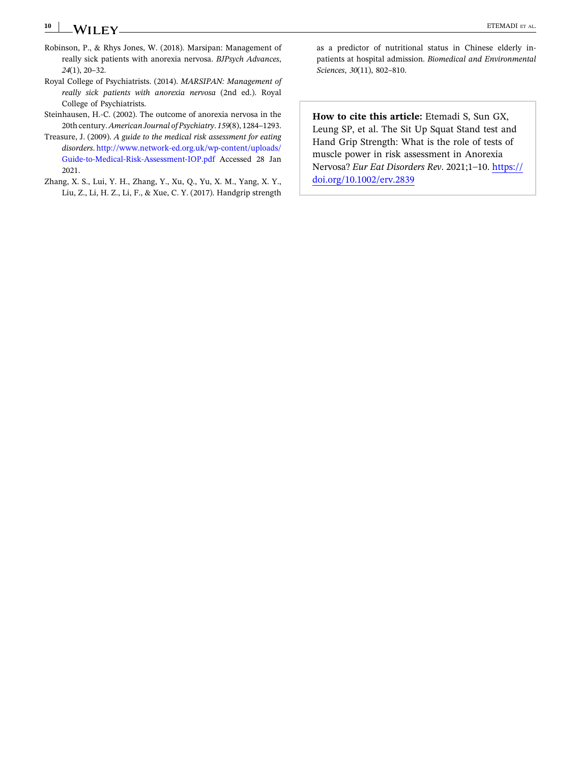Robinson, P., & Rhys Jones, W. (2018). Marsipan: Management of really sick patients with anorexia nervosa. *BJPsych Advances*, *24*(1), 20–32.

Royal College of Psychiatrists. (2014). *MARSIPAN: Management of really sick patients with anorexia nervosa* (2nd ed.). Royal College of Psychiatrists.

Steinhausen, H.-C. (2002). The outcome of anorexia nervosa in the 20th century. *American Journal of Psychiatry*. *159*(8), 1284–1293.

Treasure, J. (2009). *A guide to the medical risk assessment for eating disorders*. http://www.network-ed.org.uk/wp-content/uploads/Guide-to-Medical-Risk-Assessment-IOP.pdf Accessed 28 Jan 2021.

Zhang, X. S., Lui, Y. H., Zhang, Y., Xu, Q., Yu, X. M., Yang, X. Y., Liu, Z., Li, H. Z., Li, F., & Xue, C. Y. (2017). Handgrip strength as a predictor of nutritional status in Chinese elderly inpatients at hospital admission. *Biomedical and Environmental Sciences*, *30*(11), 802–810.

**How to cite this article:** Etemadi S, Sun GX, Leung SP, et al. The Sit Up Squat Stand test and Hand Grip Strength: What is the role of tests of muscle power in risk assessment in Anorexia Nervosa? *Eur Eat Disorders Rev*. 2021;1–10. https://doi.org/10.1002/erv.2839